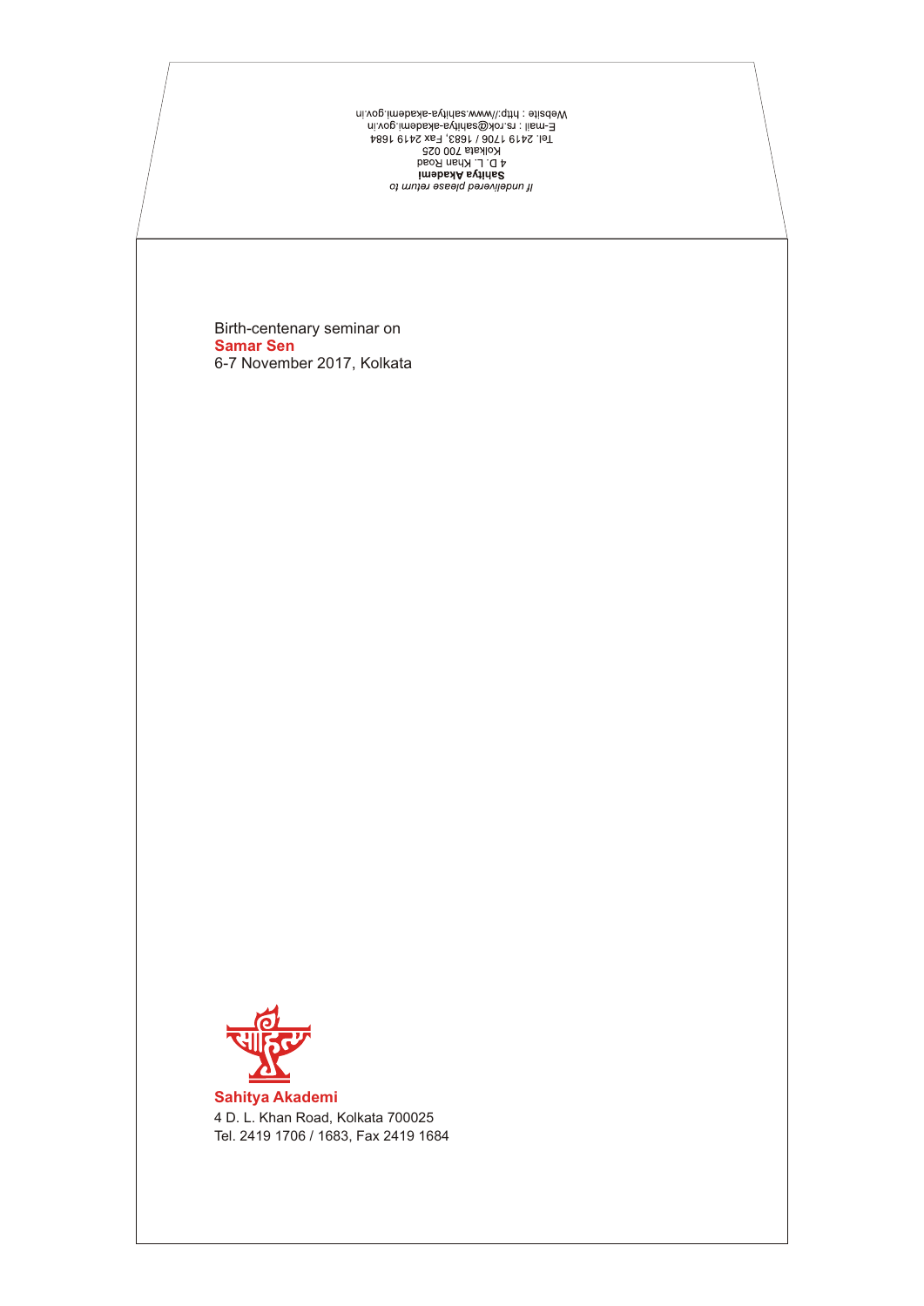*If undelivered please return to*
**Sahitya Akademi**
4 D. L. Khan Road
Kolkata 700 025
Tel. 2419 1706 / 1683, Fax 2419 1684
E-mail : rs.rok@sahitya-akademi.gov.in
Website : http://www.sahitya-akademi.gov.in

Birth-centenary seminar on
**Samar Sen**
6-7 November 2017, Kolkata

**Sahitya Akademi**
4 D. L. Khan Road, Kolkata 700025
Tel. 2419 1706 / 1683, Fax 2419 1684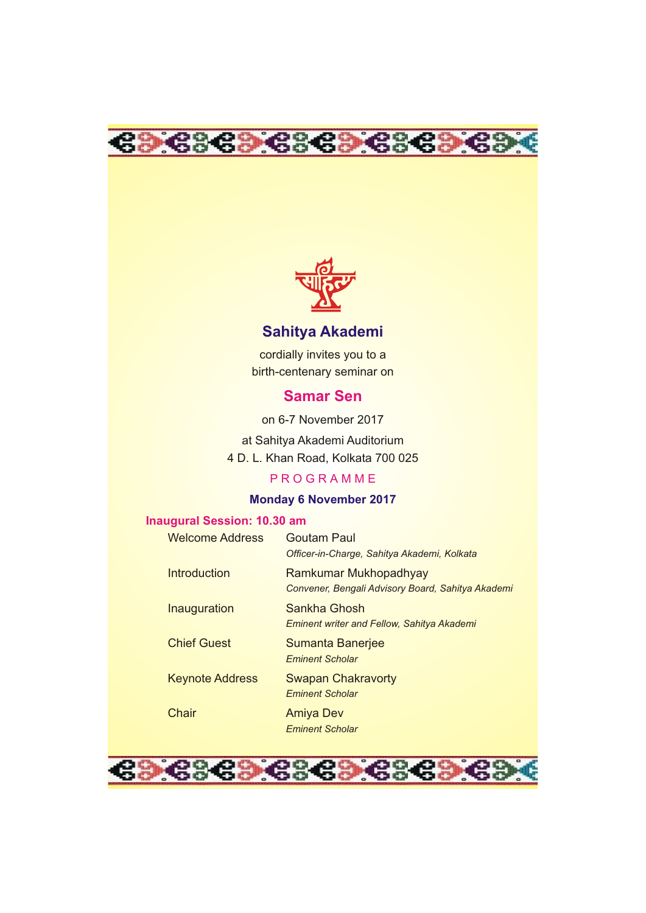## Sahitya Akademi

cordially invites you to a
birth-centenary seminar on

## Samar Sen

on 6-7 November 2017

at Sahitya Akademi Auditorium
4 D. L. Khan Road, Kolkata 700 025

PROGRAMME

**Monday 6 November 2017**

**Inaugural Session: 10.30 am**

| | |
|---|---|
| Welcome Address | Goutam Paul<br>*Officer-in-Charge, Sahitya Akademi, Kolkata* |
| Introduction | Ramkumar Mukhopadhyay<br>*Convener, Bengali Advisory Board, Sahitya Akademi* |
| Inauguration | Sankha Ghosh<br>*Eminent writer and Fellow, Sahitya Akademi* |
| Chief Guest | Sumanta Banerjee<br>*Eminent Scholar* |
| Keynote Address | Swapan Chakravorty<br>*Eminent Scholar* |
| Chair | Amiya Dev<br>*Eminent Scholar* |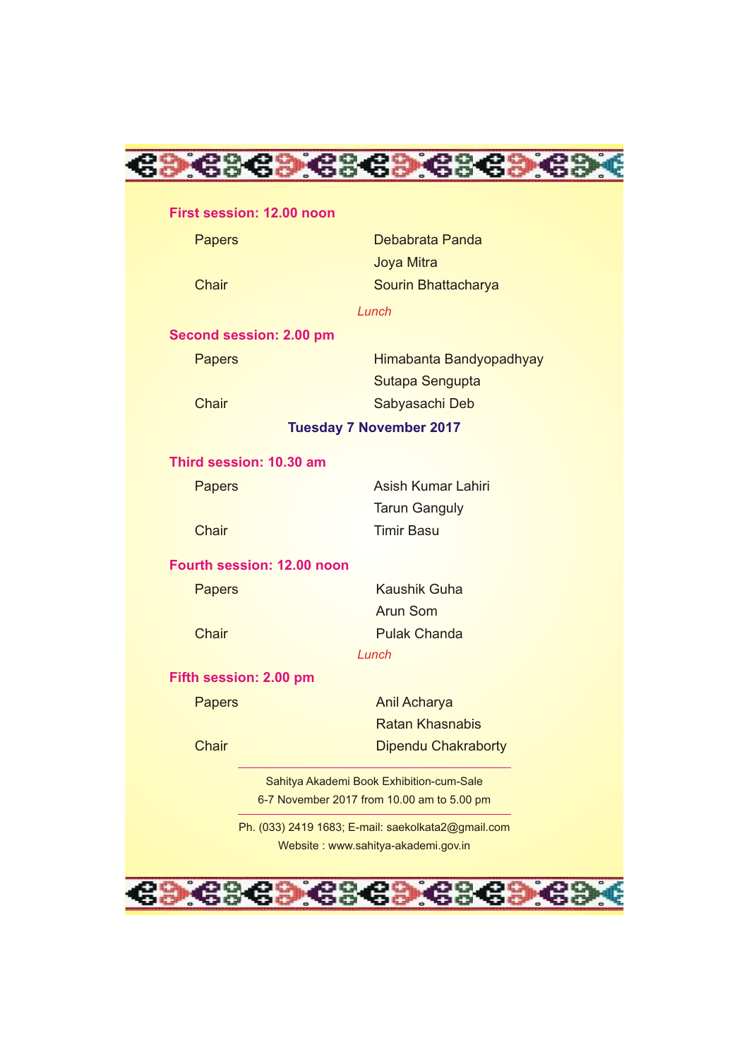**First session: 12.00 noon**

| | |
|---|---|
| Papers | Debabrata Panda |
| | Joya Mitra |
| Chair | Sourin Bhattacharya |

*Lunch*

**Second session: 2.00 pm**

| | |
|---|---|
| Papers | Himabanta Bandyopadhyay |
| | Sutapa Sengupta |
| Chair | Sabyasachi Deb |

## Tuesday 7 November 2017

**Third session: 10.30 am**

| | |
|---|---|
| Papers | Asish Kumar Lahiri |
| | Tarun Ganguly |
| Chair | Timir Basu |

**Fourth session: 12.00 noon**

| | |
|---|---|
| Papers | Kaushik Guha |
| | Arun Som |
| Chair | Pulak Chanda |

*Lunch*

**Fifth session: 2.00 pm**

| | |
|---|---|
| Papers | Anil Acharya |
| | Ratan Khasnabis |
| Chair | Dipendu Chakraborty |

---

Sahitya Akademi Book Exhibition-cum-Sale
6-7 November 2017 from 10.00 am to 5.00 pm

---

Ph. (033) 2419 1683; E-mail: saekolkata2@gmail.com
Website : www.sahitya-akademi.gov.in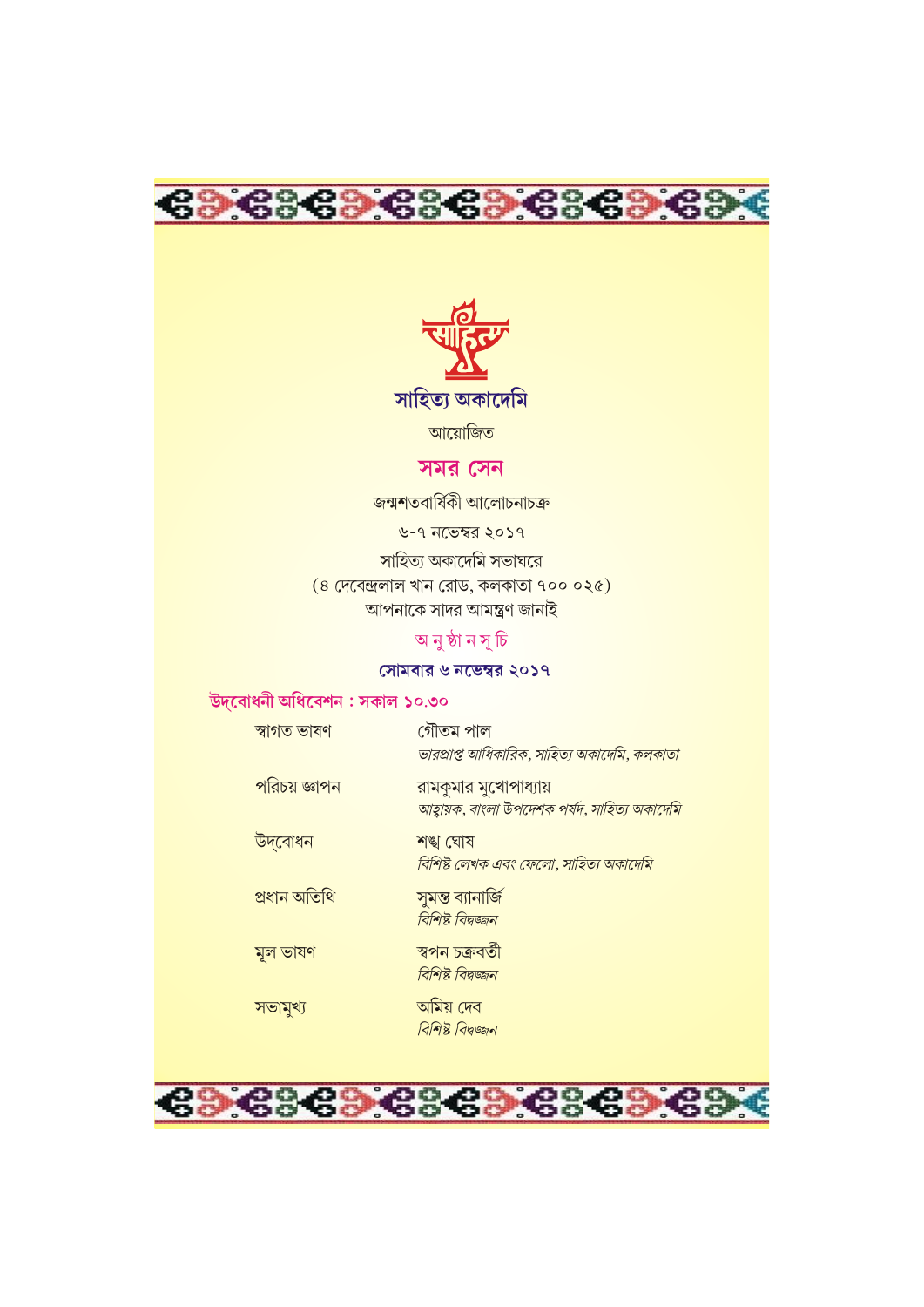## সাহিত্য অকাদেমি

আয়োজিত

# সমর সেন

জন্মশতবার্ষিকী আলোচনাচক্র

৬-৭ নভেম্বর ২০১৭

সাহিত্য অকাদেমি সভাঘরে

(৪ দেবেন্দ্রলাল খান রোড, কলকাতা ৭০০ ০২৫)

আপনাকে সাদর আমন্ত্রণ জানাই

## অ নু ষ্ঠা ন সূ চি

**সোমবার ৬ নভেম্বর ২০১৭**

### উদ্‌বোধনী অধিবেশন : সকাল ১০.৩০

| | |
|---|---|
| স্বাগত ভাষণ | গৌতম পাল<br>*ভারপ্রাপ্ত আধিকারিক, সাহিত্য অকাদেমি, কলকাতা* |
| পরিচয় জ্ঞাপন | রামকুমার মুখোপাধ্যায়<br>*আহ্বায়ক, বাংলা উপদেশক পর্ষদ, সাহিত্য অকাদেমি* |
| উদ্‌বোধন | শঙ্খ ঘোষ<br>*বিশিষ্ট লেখক এবং ফেলো, সাহিত্য অকাদেমি* |
| প্রধান অতিথি | সুমন্ত ব্যানার্জি<br>*বিশিষ্ট বিদ্বজ্জন* |
| মূল ভাষণ | স্বপন চক্রবর্তী<br>*বিশিষ্ট বিদ্বজ্জন* |
| সভামুখ্য | অমিয় দেব<br>*বিশিষ্ট বিদ্বজ্জন* |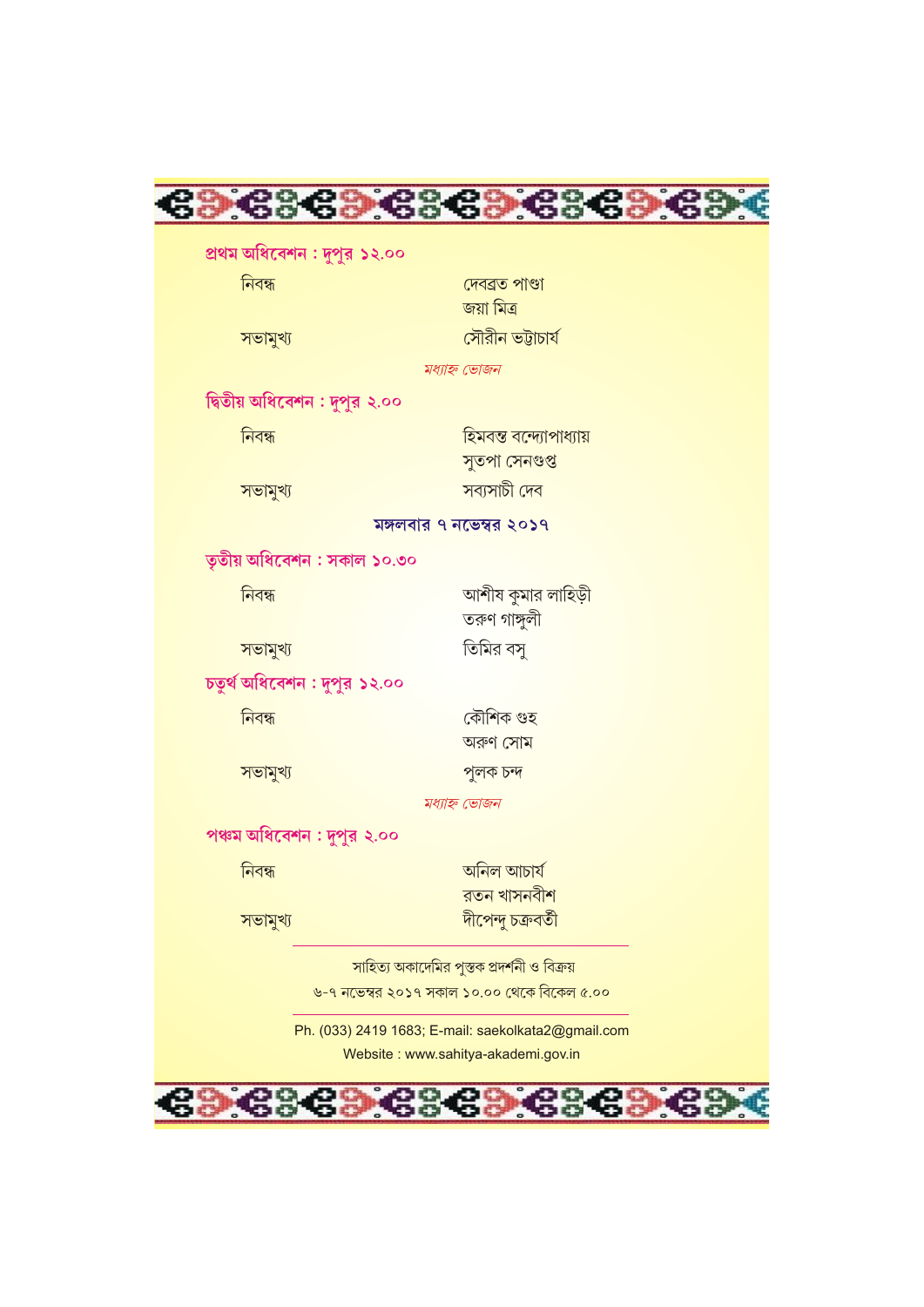## প্রথম অধিবেশন : দুপুর ১২.০০

| | |
|---|---|
| নিবন্ধ | দেবব্রত পাণ্ডা<br>জয়া মিত্র |
| সভামুখ্য | সৌরীন ভট্টাচার্য |

*মধ্যাহ্ন ভোজন*

## দ্বিতীয় অধিবেশন : দুপুর ২.০০

| | |
|---|---|
| নিবন্ধ | হিমবন্ত বন্দ্যোপাধ্যায়<br>সুতপা সেনগুপ্ত |
| সভামুখ্য | সব্যসাচী দেব |

**মঙ্গলবার ৭ নভেম্বর ২০১৭**

## তৃতীয় অধিবেশন : সকাল ১০.৩০

| | |
|---|---|
| নিবন্ধ | আশীষ কুমার লাহিড়ী<br>তরুণ গাঙ্গুলী |
| সভামুখ্য | তিমির বসু |

## চতুর্থ অধিবেশন : দুপুর ১২.০০

| | |
|---|---|
| নিবন্ধ | কৌশিক গুহ<br>অরুণ সোম |
| সভামুখ্য | পুলক চন্দ |

*মধ্যাহ্ন ভোজন*

## পঞ্চম অধিবেশন : দুপুর ২.০০

| | |
|---|---|
| নিবন্ধ | অনিল আচার্য<br>রতন খাসনবীশ |
| সভামুখ্য | দীপেন্দু চক্রবর্তী |

---

সাহিত্য অকাদেমির পুস্তক প্রদর্শনী ও বিক্রয়
৬-৭ নভেম্বর ২০১৭ সকাল ১০.০০ থেকে বিকেল ৫.০০

---

Ph. (033) 2419 1683; E-mail: saekolkata2@gmail.com
Website : www.sahitya-akademi.gov.in